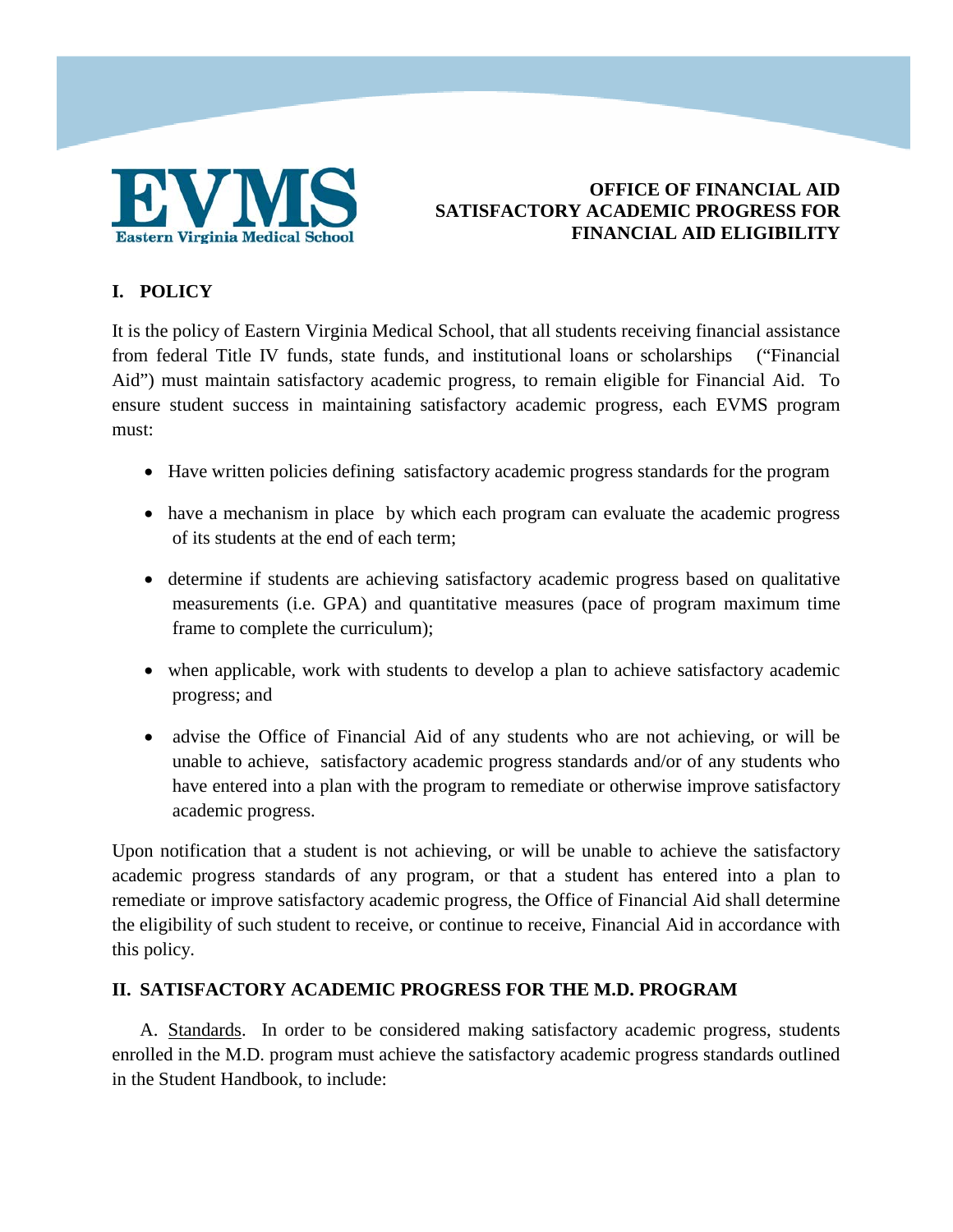**EVMS**
**Eastern Virginia Medical School**

# OFFICE OF FINANCIAL AID SATISFACTORY ACADEMIC PROGRESS FOR FINANCIAL AID ELIGIBILITY

## I. POLICY

It is the policy of Eastern Virginia Medical School, that all students receiving financial assistance from federal Title IV funds, state funds, and institutional loans or scholarships ("Financial Aid") must maintain satisfactory academic progress, to remain eligible for Financial Aid. To ensure student success in maintaining satisfactory academic progress, each EVMS program must:

- Have written policies defining satisfactory academic progress standards for the program
- have a mechanism in place by which each program can evaluate the academic progress of its students at the end of each term;
- determine if students are achieving satisfactory academic progress based on qualitative measurements (i.e. GPA) and quantitative measures (pace of program maximum time frame to complete the curriculum);
- when applicable, work with students to develop a plan to achieve satisfactory academic progress; and
- advise the Office of Financial Aid of any students who are not achieving, or will be unable to achieve, satisfactory academic progress standards and/or of any students who have entered into a plan with the program to remediate or otherwise improve satisfactory academic progress.

Upon notification that a student is not achieving, or will be unable to achieve the satisfactory academic progress standards of any program, or that a student has entered into a plan to remediate or improve satisfactory academic progress, the Office of Financial Aid shall determine the eligibility of such student to receive, or continue to receive, Financial Aid in accordance with this policy.

## II. SATISFACTORY ACADEMIC PROGRESS FOR THE M.D. PROGRAM

A. Standards. In order to be considered making satisfactory academic progress, students enrolled in the M.D. program must achieve the satisfactory academic progress standards outlined in the Student Handbook, to include: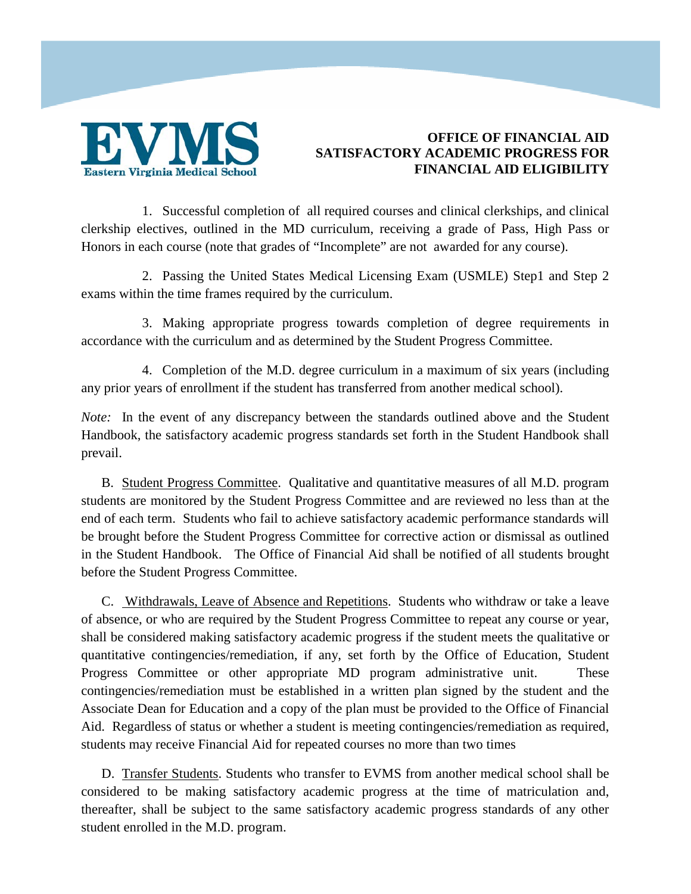**OFFICE OF FINANCIAL AID**
**SATISFACTORY ACADEMIC PROGRESS FOR FINANCIAL AID ELIGIBILITY**

1. Successful completion of all required courses and clinical clerkships, and clinical clerkship electives, outlined in the MD curriculum, receiving a grade of Pass, High Pass or Honors in each course (note that grades of "Incomplete" are not awarded for any course).

2. Passing the United States Medical Licensing Exam (USMLE) Step1 and Step 2 exams within the time frames required by the curriculum.

3. Making appropriate progress towards completion of degree requirements in accordance with the curriculum and as determined by the Student Progress Committee.

4. Completion of the M.D. degree curriculum in a maximum of six years (including any prior years of enrollment if the student has transferred from another medical school).

*Note:* In the event of any discrepancy between the standards outlined above and the Student Handbook, the satisfactory academic progress standards set forth in the Student Handbook shall prevail.

B. Student Progress Committee. Qualitative and quantitative measures of all M.D. program students are monitored by the Student Progress Committee and are reviewed no less than at the end of each term. Students who fail to achieve satisfactory academic performance standards will be brought before the Student Progress Committee for corrective action or dismissal as outlined in the Student Handbook. The Office of Financial Aid shall be notified of all students brought before the Student Progress Committee.

C. Withdrawals, Leave of Absence and Repetitions. Students who withdraw or take a leave of absence, or who are required by the Student Progress Committee to repeat any course or year, shall be considered making satisfactory academic progress if the student meets the qualitative or quantitative contingencies/remediation, if any, set forth by the Office of Education, Student Progress Committee or other appropriate MD program administrative unit. These contingencies/remediation must be established in a written plan signed by the student and the Associate Dean for Education and a copy of the plan must be provided to the Office of Financial Aid. Regardless of status or whether a student is meeting contingencies/remediation as required, students may receive Financial Aid for repeated courses no more than two times

D. Transfer Students. Students who transfer to EVMS from another medical school shall be considered to be making satisfactory academic progress at the time of matriculation and, thereafter, shall be subject to the same satisfactory academic progress standards of any other student enrolled in the M.D. program.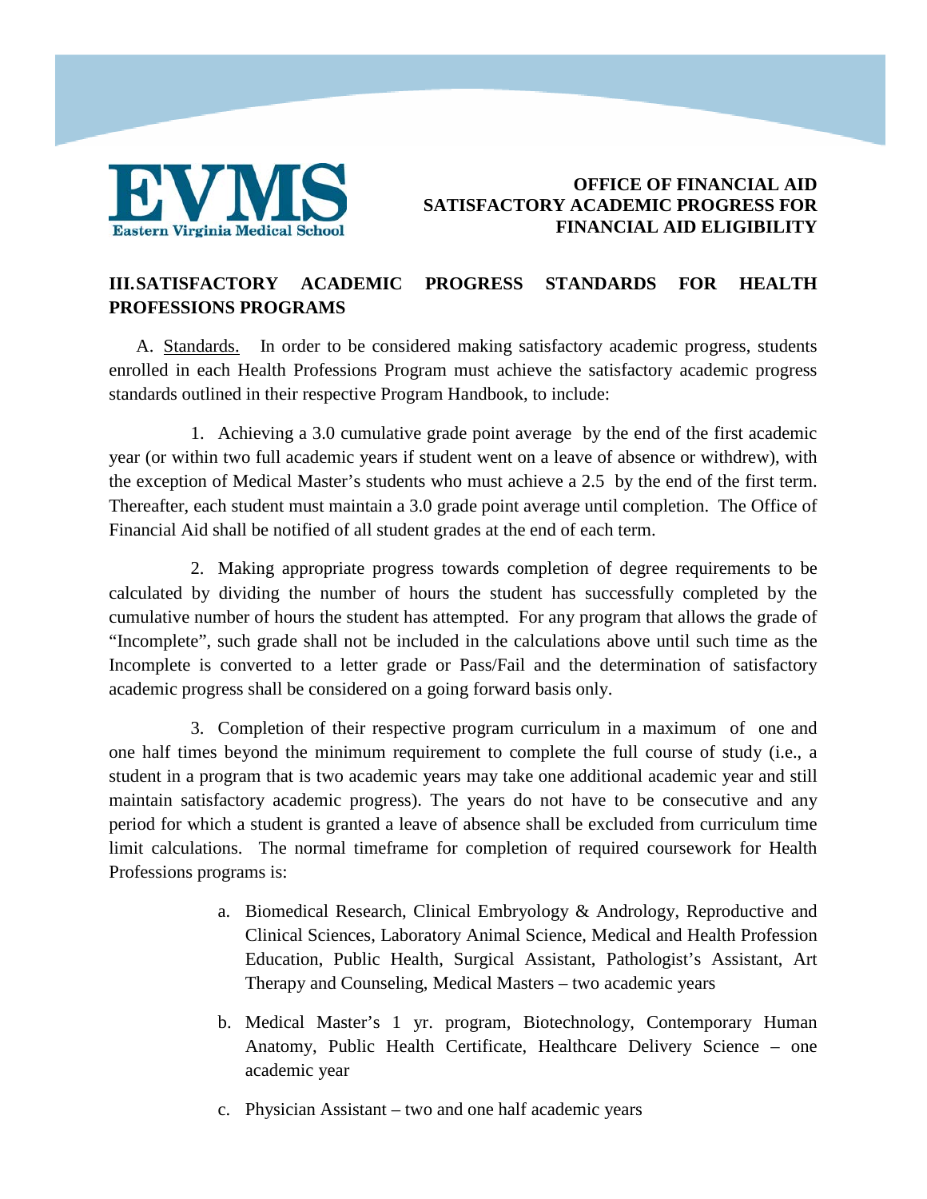**OFFICE OF FINANCIAL AID**
**SATISFACTORY ACADEMIC PROGRESS FOR FINANCIAL AID ELIGIBILITY**

## III. SATISFACTORY ACADEMIC PROGRESS STANDARDS FOR HEALTH PROFESSIONS PROGRAMS

A. Standards. In order to be considered making satisfactory academic progress, students enrolled in each Health Professions Program must achieve the satisfactory academic progress standards outlined in their respective Program Handbook, to include:

1. Achieving a 3.0 cumulative grade point average by the end of the first academic year (or within two full academic years if student went on a leave of absence or withdrew), with the exception of Medical Master's students who must achieve a 2.5 by the end of the first term. Thereafter, each student must maintain a 3.0 grade point average until completion. The Office of Financial Aid shall be notified of all student grades at the end of each term.

2. Making appropriate progress towards completion of degree requirements to be calculated by dividing the number of hours the student has successfully completed by the cumulative number of hours the student has attempted. For any program that allows the grade of "Incomplete", such grade shall not be included in the calculations above until such time as the Incomplete is converted to a letter grade or Pass/Fail and the determination of satisfactory academic progress shall be considered on a going forward basis only.

3. Completion of their respective program curriculum in a maximum of one and one half times beyond the minimum requirement to complete the full course of study (i.e., a student in a program that is two academic years may take one additional academic year and still maintain satisfactory academic progress). The years do not have to be consecutive and any period for which a student is granted a leave of absence shall be excluded from curriculum time limit calculations. The normal timeframe for completion of required coursework for Health Professions programs is:

   a. Biomedical Research, Clinical Embryology & Andrology, Reproductive and Clinical Sciences, Laboratory Animal Science, Medical and Health Profession Education, Public Health, Surgical Assistant, Pathologist's Assistant, Art Therapy and Counseling, Medical Masters – two academic years

   b. Medical Master's 1 yr. program, Biotechnology, Contemporary Human Anatomy, Public Health Certificate, Healthcare Delivery Science – one academic year

   c. Physician Assistant – two and one half academic years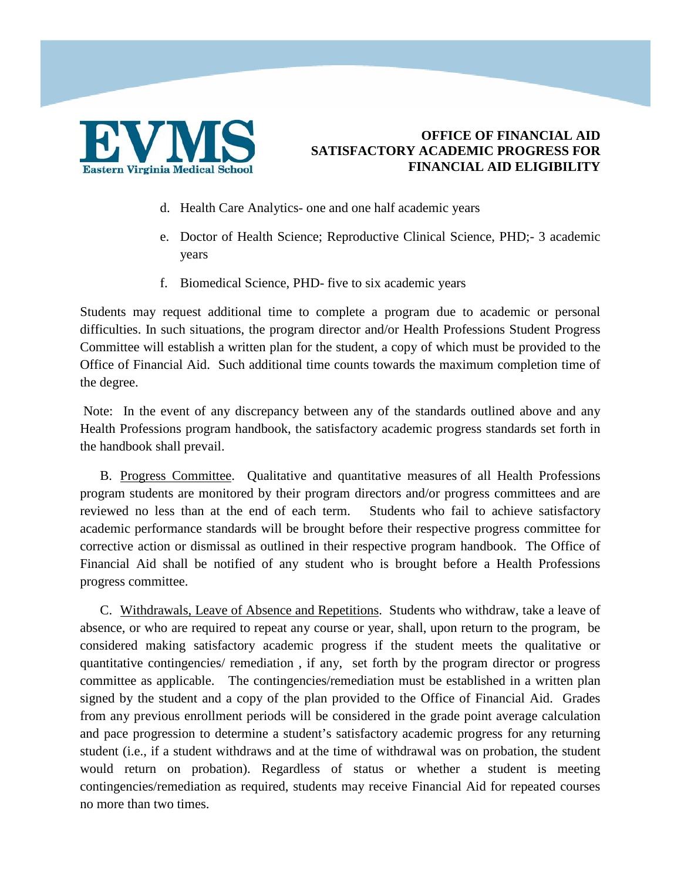d. Health Care Analytics- one and one half academic years

e. Doctor of Health Science; Reproductive Clinical Science, PHD;- 3 academic years

f. Biomedical Science, PHD- five to six academic years

Students may request additional time to complete a program due to academic or personal difficulties. In such situations, the program director and/or Health Professions Student Progress Committee will establish a written plan for the student, a copy of which must be provided to the Office of Financial Aid. Such additional time counts towards the maximum completion time of the degree.

Note: In the event of any discrepancy between any of the standards outlined above and any Health Professions program handbook, the satisfactory academic progress standards set forth in the handbook shall prevail.

B. Progress Committee. Qualitative and quantitative measures of all Health Professions program students are monitored by their program directors and/or progress committees and are reviewed no less than at the end of each term. Students who fail to achieve satisfactory academic performance standards will be brought before their respective progress committee for corrective action or dismissal as outlined in their respective program handbook. The Office of Financial Aid shall be notified of any student who is brought before a Health Professions progress committee.

C. Withdrawals, Leave of Absence and Repetitions. Students who withdraw, take a leave of absence, or who are required to repeat any course or year, shall, upon return to the program, be considered making satisfactory academic progress if the student meets the qualitative or quantitative contingencies/ remediation , if any, set forth by the program director or progress committee as applicable. The contingencies/remediation must be established in a written plan signed by the student and a copy of the plan provided to the Office of Financial Aid. Grades from any previous enrollment periods will be considered in the grade point average calculation and pace progression to determine a student's satisfactory academic progress for any returning student (i.e., if a student withdraws and at the time of withdrawal was on probation, the student would return on probation). Regardless of status or whether a student is meeting contingencies/remediation as required, students may receive Financial Aid for repeated courses no more than two times.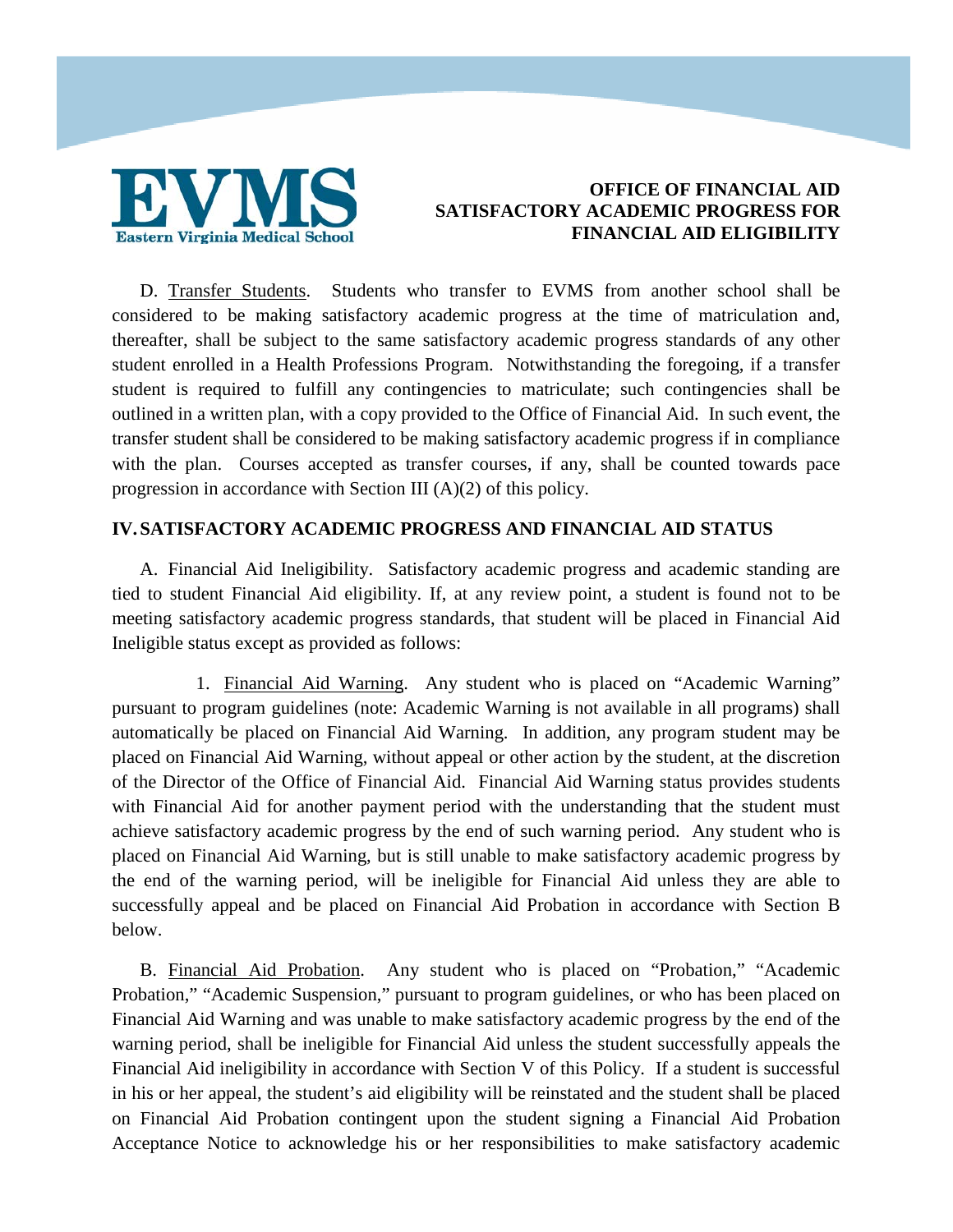D. Transfer Students. Students who transfer to EVMS from another school shall be considered to be making satisfactory academic progress at the time of matriculation and, thereafter, shall be subject to the same satisfactory academic progress standards of any other student enrolled in a Health Professions Program. Notwithstanding the foregoing, if a transfer student is required to fulfill any contingencies to matriculate; such contingencies shall be outlined in a written plan, with a copy provided to the Office of Financial Aid. In such event, the transfer student shall be considered to be making satisfactory academic progress if in compliance with the plan. Courses accepted as transfer courses, if any, shall be counted towards pace progression in accordance with Section III (A)(2) of this policy.

## IV. SATISFACTORY ACADEMIC PROGRESS AND FINANCIAL AID STATUS

A. Financial Aid Ineligibility. Satisfactory academic progress and academic standing are tied to student Financial Aid eligibility. If, at any review point, a student is found not to be meeting satisfactory academic progress standards, that student will be placed in Financial Aid Ineligible status except as provided as follows:

1. Financial Aid Warning. Any student who is placed on "Academic Warning" pursuant to program guidelines (note: Academic Warning is not available in all programs) shall automatically be placed on Financial Aid Warning. In addition, any program student may be placed on Financial Aid Warning, without appeal or other action by the student, at the discretion of the Director of the Office of Financial Aid. Financial Aid Warning status provides students with Financial Aid for another payment period with the understanding that the student must achieve satisfactory academic progress by the end of such warning period. Any student who is placed on Financial Aid Warning, but is still unable to make satisfactory academic progress by the end of the warning period, will be ineligible for Financial Aid unless they are able to successfully appeal and be placed on Financial Aid Probation in accordance with Section B below.

B. Financial Aid Probation. Any student who is placed on "Probation," "Academic Probation," "Academic Suspension," pursuant to program guidelines, or who has been placed on Financial Aid Warning and was unable to make satisfactory academic progress by the end of the warning period, shall be ineligible for Financial Aid unless the student successfully appeals the Financial Aid ineligibility in accordance with Section V of this Policy. If a student is successful in his or her appeal, the student's aid eligibility will be reinstated and the student shall be placed on Financial Aid Probation contingent upon the student signing a Financial Aid Probation Acceptance Notice to acknowledge his or her responsibilities to make satisfactory academic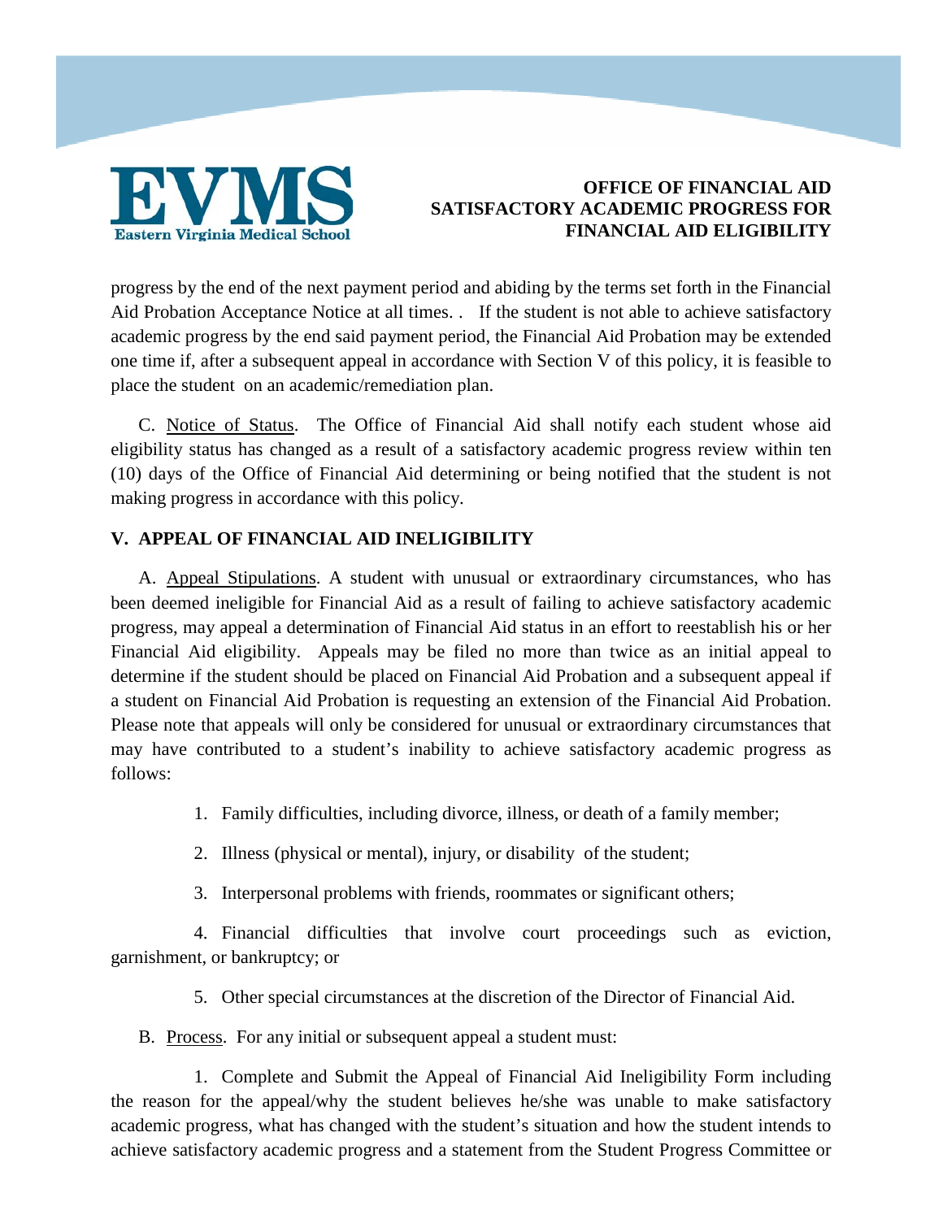progress by the end of the next payment period and abiding by the terms set forth in the Financial Aid Probation Acceptance Notice at all times. . If the student is not able to achieve satisfactory academic progress by the end said payment period, the Financial Aid Probation may be extended one time if, after a subsequent appeal in accordance with Section V of this policy, it is feasible to place the student on an academic/remediation plan.

C. Notice of Status. The Office of Financial Aid shall notify each student whose aid eligibility status has changed as a result of a satisfactory academic progress review within ten (10) days of the Office of Financial Aid determining or being notified that the student is not making progress in accordance with this policy.

## V. APPEAL OF FINANCIAL AID INELIGIBILITY

A. Appeal Stipulations. A student with unusual or extraordinary circumstances, who has been deemed ineligible for Financial Aid as a result of failing to achieve satisfactory academic progress, may appeal a determination of Financial Aid status in an effort to reestablish his or her Financial Aid eligibility. Appeals may be filed no more than twice as an initial appeal to determine if the student should be placed on Financial Aid Probation and a subsequent appeal if a student on Financial Aid Probation is requesting an extension of the Financial Aid Probation. Please note that appeals will only be considered for unusual or extraordinary circumstances that may have contributed to a student's inability to achieve satisfactory academic progress as follows:

1. Family difficulties, including divorce, illness, or death of a family member;
2. Illness (physical or mental), injury, or disability of the student;
3. Interpersonal problems with friends, roommates or significant others;
4. Financial difficulties that involve court proceedings such as eviction, garnishment, or bankruptcy; or
5. Other special circumstances at the discretion of the Director of Financial Aid.

B. Process. For any initial or subsequent appeal a student must:

1. Complete and Submit the Appeal of Financial Aid Ineligibility Form including the reason for the appeal/why the student believes he/she was unable to make satisfactory academic progress, what has changed with the student's situation and how the student intends to achieve satisfactory academic progress and a statement from the Student Progress Committee or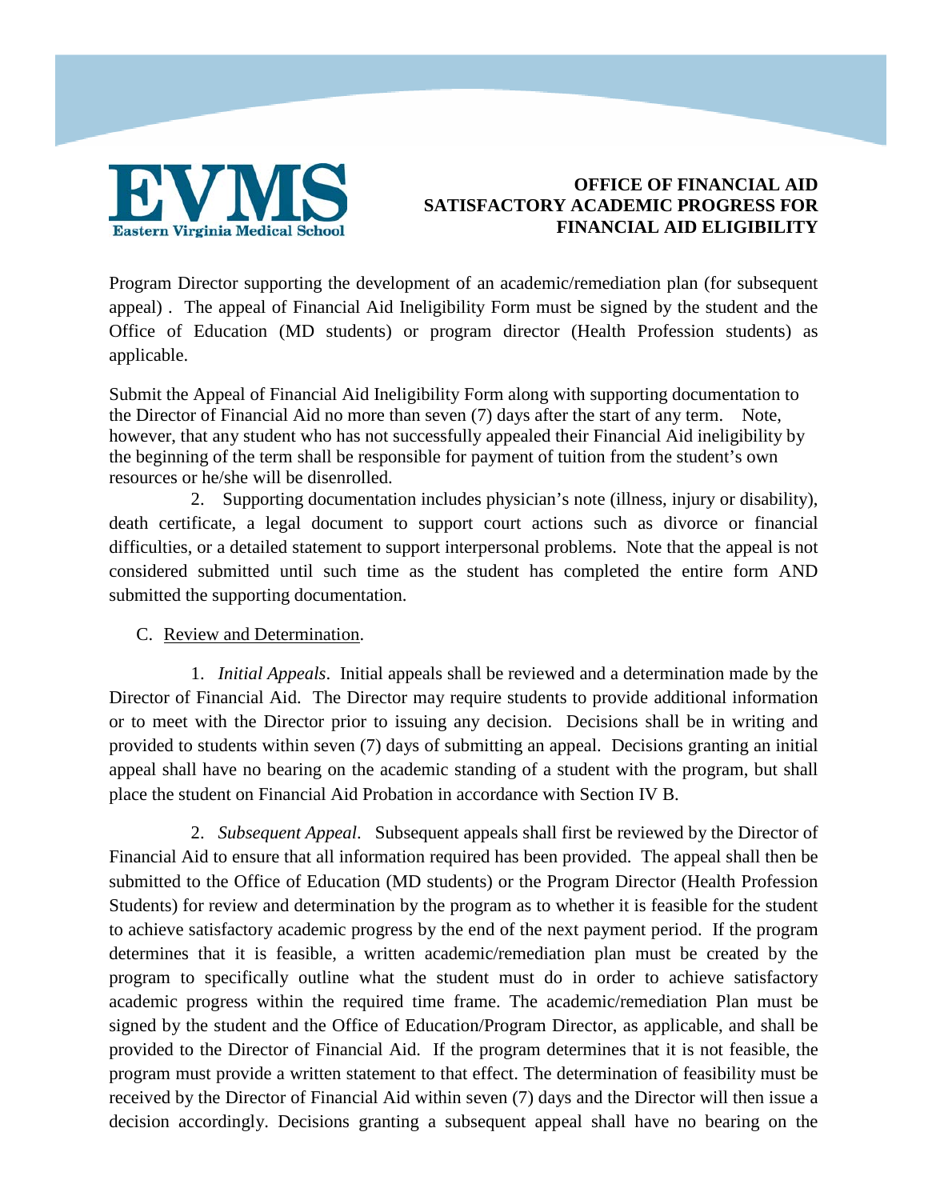Program Director supporting the development of an academic/remediation plan (for subsequent appeal) . The appeal of Financial Aid Ineligibility Form must be signed by the student and the Office of Education (MD students) or program director (Health Profession students) as applicable.

Submit the Appeal of Financial Aid Ineligibility Form along with supporting documentation to the Director of Financial Aid no more than seven (7) days after the start of any term. Note, however, that any student who has not successfully appealed their Financial Aid ineligibility by the beginning of the term shall be responsible for payment of tuition from the student's own resources or he/she will be disenrolled.

2. Supporting documentation includes physician's note (illness, injury or disability), death certificate, a legal document to support court actions such as divorce or financial difficulties, or a detailed statement to support interpersonal problems. Note that the appeal is not considered submitted until such time as the student has completed the entire form AND submitted the supporting documentation.

C. Review and Determination.

1. *Initial Appeals*. Initial appeals shall be reviewed and a determination made by the Director of Financial Aid. The Director may require students to provide additional information or to meet with the Director prior to issuing any decision. Decisions shall be in writing and provided to students within seven (7) days of submitting an appeal. Decisions granting an initial appeal shall have no bearing on the academic standing of a student with the program, but shall place the student on Financial Aid Probation in accordance with Section IV B.

2. *Subsequent Appeal*. Subsequent appeals shall first be reviewed by the Director of Financial Aid to ensure that all information required has been provided. The appeal shall then be submitted to the Office of Education (MD students) or the Program Director (Health Profession Students) for review and determination by the program as to whether it is feasible for the student to achieve satisfactory academic progress by the end of the next payment period. If the program determines that it is feasible, a written academic/remediation plan must be created by the program to specifically outline what the student must do in order to achieve satisfactory academic progress within the required time frame. The academic/remediation Plan must be signed by the student and the Office of Education/Program Director, as applicable, and shall be provided to the Director of Financial Aid. If the program determines that it is not feasible, the program must provide a written statement to that effect. The determination of feasibility must be received by the Director of Financial Aid within seven (7) days and the Director will then issue a decision accordingly. Decisions granting a subsequent appeal shall have no bearing on the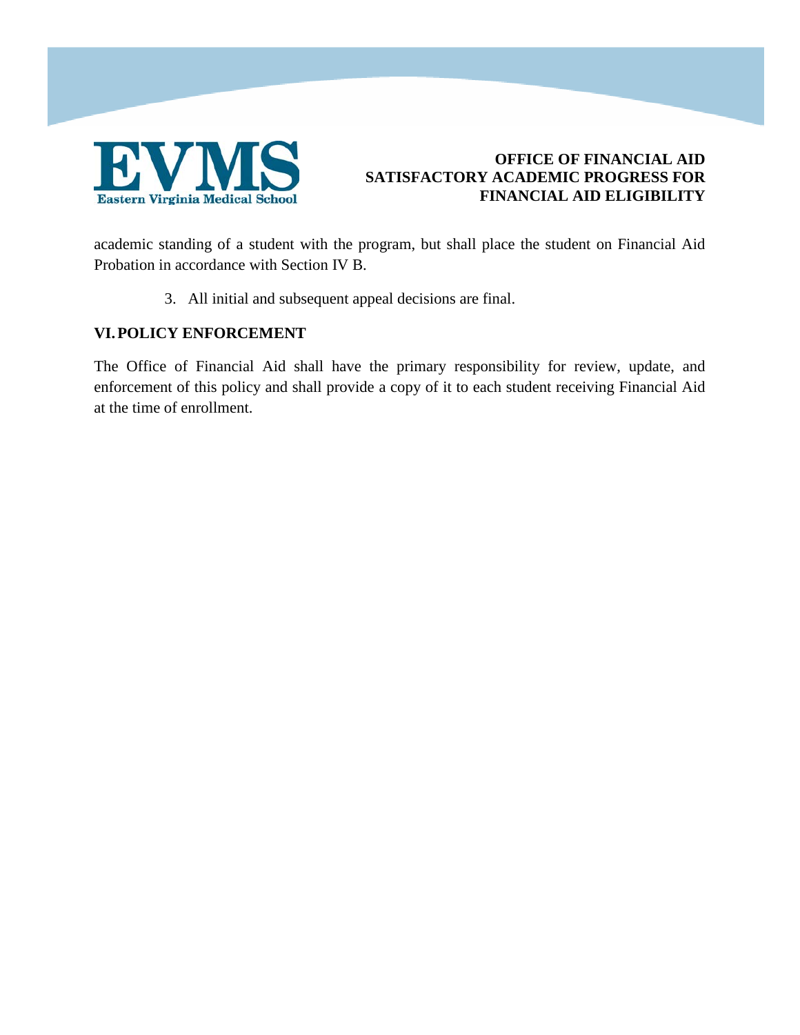academic standing of a student with the program, but shall place the student on Financial Aid Probation in accordance with Section IV B.

3. All initial and subsequent appeal decisions are final.

## VI. POLICY ENFORCEMENT

The Office of Financial Aid shall have the primary responsibility for review, update, and enforcement of this policy and shall provide a copy of it to each student receiving Financial Aid at the time of enrollment.